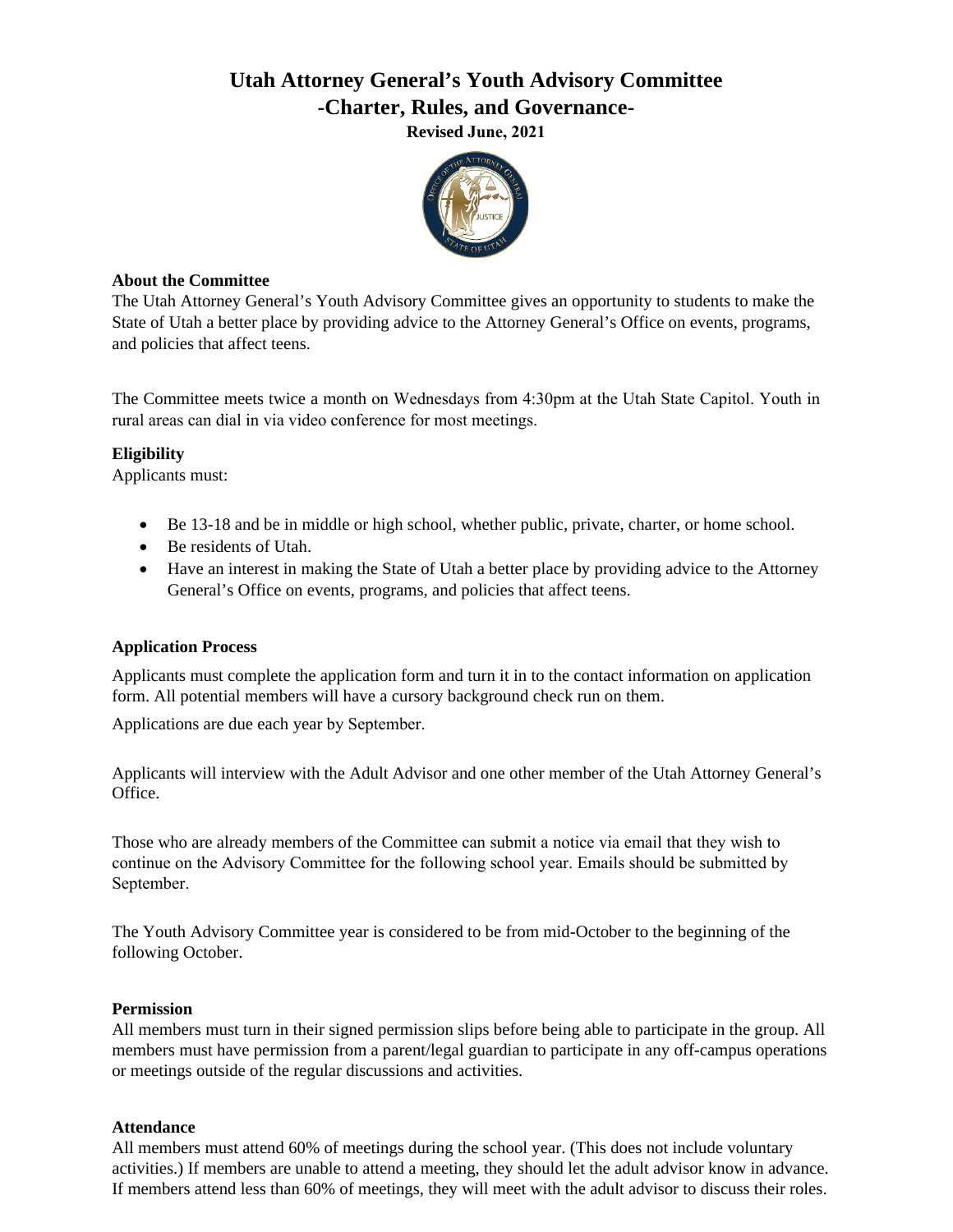# Utah Attorney General's Youth Advisory Committee
## -Charter, Rules, and Governance-
**Revised June, 2021**

### About the Committee

The Utah Attorney General's Youth Advisory Committee gives an opportunity to students to make the State of Utah a better place by providing advice to the Attorney General's Office on events, programs, and policies that affect teens.

The Committee meets twice a month on Wednesdays from 4:30pm at the Utah State Capitol. Youth in rural areas can dial in via video conference for most meetings.

### Eligibility

Applicants must:

- Be 13-18 and be in middle or high school, whether public, private, charter, or home school.
- Be residents of Utah.
- Have an interest in making the State of Utah a better place by providing advice to the Attorney General's Office on events, programs, and policies that affect teens.

### Application Process

Applicants must complete the application form and turn it in to the contact information on application form. All potential members will have a cursory background check run on them.

Applications are due each year by September.

Applicants will interview with the Adult Advisor and one other member of the Utah Attorney General's Office.

Those who are already members of the Committee can submit a notice via email that they wish to continue on the Advisory Committee for the following school year. Emails should be submitted by September.

The Youth Advisory Committee year is considered to be from mid-October to the beginning of the following October.

### Permission

All members must turn in their signed permission slips before being able to participate in the group. All members must have permission from a parent/legal guardian to participate in any off-campus operations or meetings outside of the regular discussions and activities.

### Attendance

All members must attend 60% of meetings during the school year. (This does not include voluntary activities.) If members are unable to attend a meeting, they should let the adult advisor know in advance. If members attend less than 60% of meetings, they will meet with the adult advisor to discuss their roles.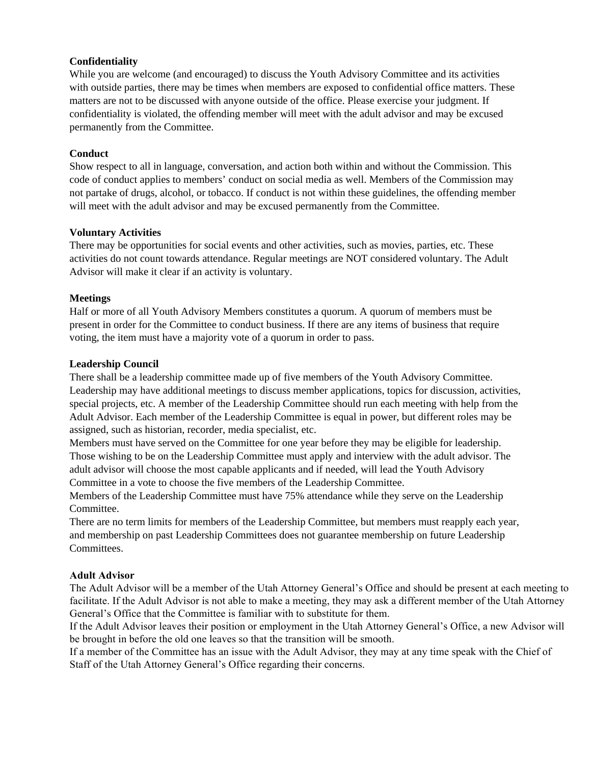**Confidentiality**

While you are welcome (and encouraged) to discuss the Youth Advisory Committee and its activities with outside parties, there may be times when members are exposed to confidential office matters. These matters are not to be discussed with anyone outside of the office. Please exercise your judgment. If confidentiality is violated, the offending member will meet with the adult advisor and may be excused permanently from the Committee.

**Conduct**

Show respect to all in language, conversation, and action both within and without the Commission. This code of conduct applies to members' conduct on social media as well. Members of the Commission may not partake of drugs, alcohol, or tobacco. If conduct is not within these guidelines, the offending member will meet with the adult advisor and may be excused permanently from the Committee.

**Voluntary Activities**

There may be opportunities for social events and other activities, such as movies, parties, etc. These activities do not count towards attendance. Regular meetings are NOT considered voluntary. The Adult Advisor will make it clear if an activity is voluntary.

**Meetings**

Half or more of all Youth Advisory Members constitutes a quorum. A quorum of members must be present in order for the Committee to conduct business. If there are any items of business that require voting, the item must have a majority vote of a quorum in order to pass.

**Leadership Council**

There shall be a leadership committee made up of five members of the Youth Advisory Committee. Leadership may have additional meetings to discuss member applications, topics for discussion, activities, special projects, etc. A member of the Leadership Committee should run each meeting with help from the Adult Advisor. Each member of the Leadership Committee is equal in power, but different roles may be assigned, such as historian, recorder, media specialist, etc.

Members must have served on the Committee for one year before they may be eligible for leadership. Those wishing to be on the Leadership Committee must apply and interview with the adult advisor. The adult advisor will choose the most capable applicants and if needed, will lead the Youth Advisory Committee in a vote to choose the five members of the Leadership Committee.

Members of the Leadership Committee must have 75% attendance while they serve on the Leadership Committee.

There are no term limits for members of the Leadership Committee, but members must reapply each year, and membership on past Leadership Committees does not guarantee membership on future Leadership Committees.

**Adult Advisor**

The Adult Advisor will be a member of the Utah Attorney General's Office and should be present at each meeting to facilitate. If the Adult Advisor is not able to make a meeting, they may ask a different member of the Utah Attorney General's Office that the Committee is familiar with to substitute for them.

If the Adult Advisor leaves their position or employment in the Utah Attorney General's Office, a new Advisor will be brought in before the old one leaves so that the transition will be smooth.

If a member of the Committee has an issue with the Adult Advisor, they may at any time speak with the Chief of Staff of the Utah Attorney General's Office regarding their concerns.